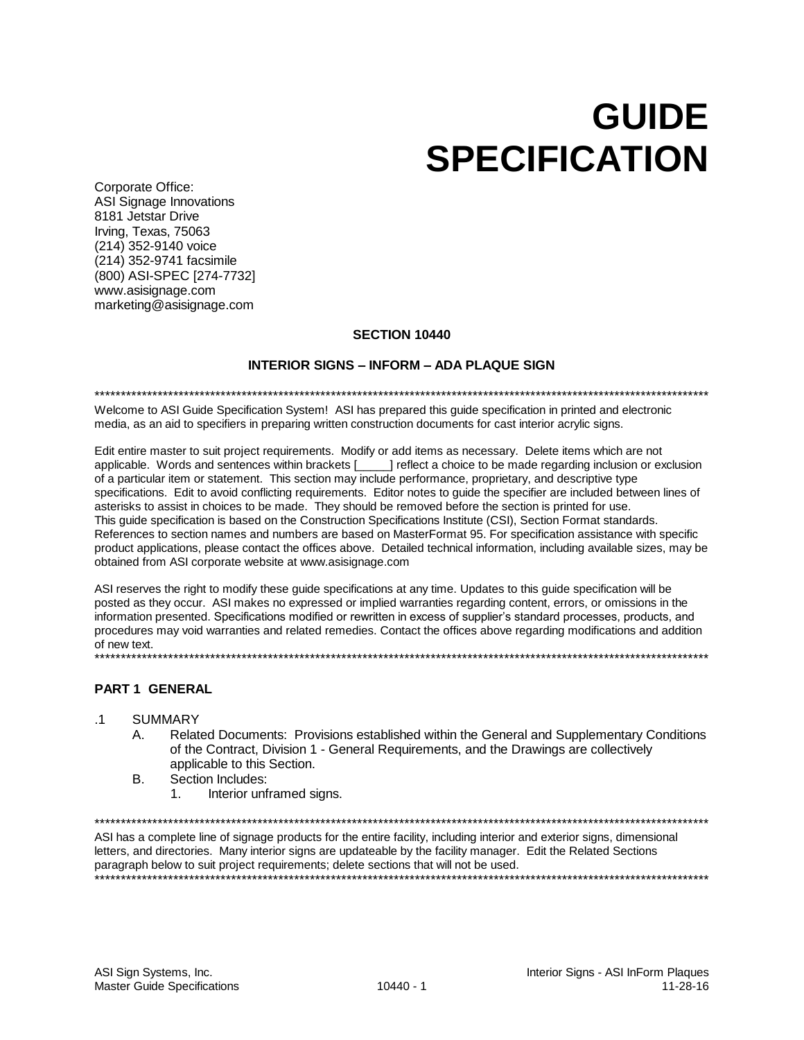# GUIDE SPECIFICATION

Corporate Office:
ASI Signage Innovations
8181 Jetstar Drive
Irving, Texas, 75063
(214) 352-9140 voice
(214) 352-9741 facsimile
(800) ASI-SPEC [274-7732]
www.asisignage.com
marketing@asisignage.com

**SECTION 10440**

**INTERIOR SIGNS – INFORM – ADA PLAQUE SIGN**

************************************************************************************************************************

Welcome to ASI Guide Specification System! ASI has prepared this guide specification in printed and electronic media, as an aid to specifiers in preparing written construction documents for cast interior acrylic signs.

Edit entire master to suit project requirements. Modify or add items as necessary. Delete items which are not applicable. Words and sentences within brackets [_____] reflect a choice to be made regarding inclusion or exclusion of a particular item or statement. This section may include performance, proprietary, and descriptive type specifications. Edit to avoid conflicting requirements. Editor notes to guide the specifier are included between lines of asterisks to assist in choices to be made. They should be removed before the section is printed for use.
This guide specification is based on the Construction Specifications Institute (CSI), Section Format standards. References to section names and numbers are based on MasterFormat 95. For specification assistance with specific product applications, please contact the offices above. Detailed technical information, including available sizes, may be obtained from ASI corporate website at www.asisignage.com

ASI reserves the right to modify these guide specifications at any time. Updates to this guide specification will be posted as they occur. ASI makes no expressed or implied warranties regarding content, errors, or omissions in the information presented. Specifications modified or rewritten in excess of supplier's standard processes, products, and procedures may void warranties and related remedies. Contact the offices above regarding modifications and addition of new text.

************************************************************************************************************************

## PART 1 GENERAL

.1 SUMMARY

- A. Related Documents: Provisions established within the General and Supplementary Conditions of the Contract, Division 1 - General Requirements, and the Drawings are collectively applicable to this Section.
- B. Section Includes:
  1. Interior unframed signs.

************************************************************************************************************************

ASI has a complete line of signage products for the entire facility, including interior and exterior signs, dimensional letters, and directories. Many interior signs are updateable by the facility manager. Edit the Related Sections paragraph below to suit project requirements; delete sections that will not be used.

************************************************************************************************************************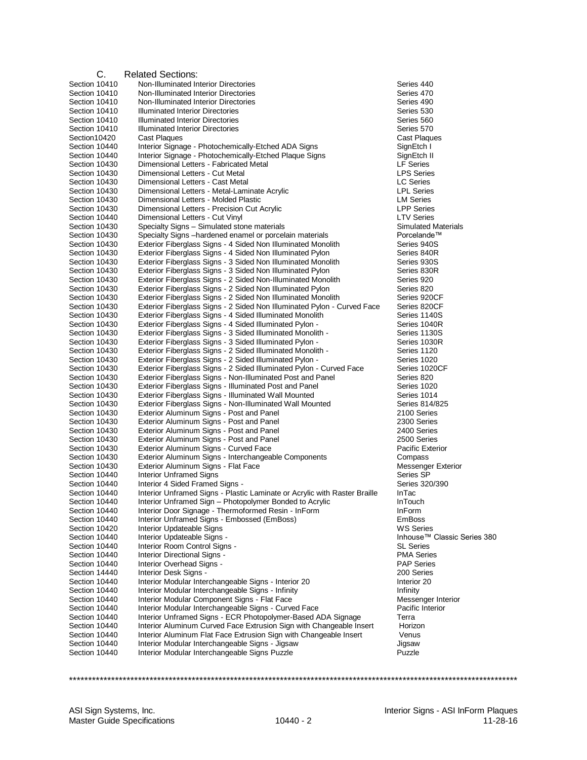C. Related Sections:

| | | |
|---|---|---|
| Section 10410 | Non-Illuminated Interior Directories | Series 440 |
| Section 10410 | Non-Illuminated Interior Directories | Series 470 |
| Section 10410 | Non-Illuminated Interior Directories | Series 490 |
| Section 10410 | Illuminated Interior Directories | Series 530 |
| Section 10410 | Illuminated Interior Directories | Series 560 |
| Section 10410 | Illuminated Interior Directories | Series 570 |
| Section10420 | Cast Plaques | Cast Plaques |
| Section 10440 | Interior Signage - Photochemically-Etched ADA Signs | SignEtch I |
| Section 10440 | Interior Signage - Photochemically-Etched Plaque Signs | SignEtch II |
| Section 10430 | Dimensional Letters - Fabricated Metal | LF Series |
| Section 10430 | Dimensional Letters - Cut Metal | LPS Series |
| Section 10430 | Dimensional Letters - Cast Metal | LC Series |
| Section 10430 | Dimensional Letters - Metal-Laminate Acrylic | LPL Series |
| Section 10430 | Dimensional Letters - Molded Plastic | LM Series |
| Section 10430 | Dimensional Letters - Precision Cut Acrylic | LPP Series |
| Section 10440 | Dimensional Letters - Cut Vinyl | LTV Series |
| Section 10430 | Specialty Signs – Simulated stone materials | Simulated Materials |
| Section 10430 | Specialty Signs –hardened enamel or porcelain materials | Porcelande™ |
| Section 10430 | Exterior Fiberglass Signs - 4 Sided Non Illuminated Monolith | Series 940S |
| Section 10430 | Exterior Fiberglass Signs - 4 Sided Non Illuminated Pylon | Series 840R |
| Section 10430 | Exterior Fiberglass Signs - 3 Sided Non Illuminated Monolith | Series 930S |
| Section 10430 | Exterior Fiberglass Signs - 3 Sided Non Illuminated Pylon | Series 830R |
| Section 10430 | Exterior Fiberglass Signs - 2 Sided Non-Illuminated Monolith | Series 920 |
| Section 10430 | Exterior Fiberglass Signs - 2 Sided Non Illuminated Pylon | Series 820 |
| Section 10430 | Exterior Fiberglass Signs - 2 Sided Non Illuminated Monolith | Series 920CF |
| Section 10430 | Exterior Fiberglass Signs - 2 Sided Non Illuminated Pylon - Curved Face | Series 820CF |
| Section 10430 | Exterior Fiberglass Signs - 4 Sided Illuminated Monolith | Series 1140S |
| Section 10430 | Exterior Fiberglass Signs - 4 Sided Illuminated Pylon - | Series 1040R |
| Section 10430 | Exterior Fiberglass Signs - 3 Sided Illuminated Monolith - | Series 1130S |
| Section 10430 | Exterior Fiberglass Signs - 3 Sided Illuminated Pylon - | Series 1030R |
| Section 10430 | Exterior Fiberglass Signs - 2 Sided Illuminated Monolith - | Series 1120 |
| Section 10430 | Exterior Fiberglass Signs - 2 Sided Illuminated Pylon - | Series 1020 |
| Section 10430 | Exterior Fiberglass Signs - 2 Sided Illuminated Pylon - Curved Face | Series 1020CF |
| Section 10430 | Exterior Fiberglass Signs - Non-Illuminated Post and Panel | Series 820 |
| Section 10430 | Exterior Fiberglass Signs - Illuminated Post and Panel | Series 1020 |
| Section 10430 | Exterior Fiberglass Signs - Illuminated Wall Mounted | Series 1014 |
| Section 10430 | Exterior Fiberglass Signs - Non-Illuminated Wall Mounted | Series 814/825 |
| Section 10430 | Exterior Aluminum Signs - Post and Panel | 2100 Series |
| Section 10430 | Exterior Aluminum Signs - Post and Panel | 2300 Series |
| Section 10430 | Exterior Aluminum Signs - Post and Panel | 2400 Series |
| Section 10430 | Exterior Aluminum Signs - Post and Panel | 2500 Series |
| Section 10430 | Exterior Aluminum Signs - Curved Face | Pacific Exterior |
| Section 10430 | Exterior Aluminum Signs - Interchangeable Components | Compass |
| Section 10430 | Exterior Aluminum Signs - Flat Face | Messenger Exterior |
| Section 10440 | Interior Unframed Signs | Series SP |
| Section 10440 | Interior 4 Sided Framed Signs - | Series 320/390 |
| Section 10440 | Interior Unframed Signs - Plastic Laminate or Acrylic with Raster Braille | InTac |
| Section 10440 | Interior Unframed Sign – Photopolymer Bonded to Acrylic | InTouch |
| Section 10440 | Interior Door Signage - Thermoformed Resin - InForm | InForm |
| Section 10440 | Interior Unframed Signs - Embossed (EmBoss) | EmBoss |
| Section 10420 | Interior Updateable Signs | WS Series |
| Section 10440 | Interior Updateable Signs - | Inhouse™ Classic Series 380 |
| Section 10440 | Interior Room Control Signs - | SL Series |
| Section 10440 | Interior Directional Signs - | PMA Series |
| Section 10440 | Interior Overhead Signs - | PAP Series |
| Section 14440 | Interior Desk Signs - | 200 Series |
| Section 10440 | Interior Modular Interchangeable Signs - Interior 20 | Interior 20 |
| Section 10440 | Interior Modular Interchangeable Signs - Infinity | Infinity |
| Section 10440 | Interior Modular Component Signs - Flat Face | Messenger Interior |
| Section 10440 | Interior Modular Interchangeable Signs - Curved Face | Pacific Interior |
| Section 10440 | Interior Unframed Signs - ECR Photopolymer-Based ADA Signage | Terra |
| Section 10440 | Interior Aluminum Curved Face Extrusion Sign with Changeable Insert | Horizon |
| Section 10440 | Interior Aluminum Flat Face Extrusion Sign with Changeable Insert | Venus |
| Section 10440 | Interior Modular Interchangeable Signs - Jigsaw | Jigsaw |
| Section 10440 | Interior Modular Interchangeable Signs Puzzle | Puzzle |

**************************************************************************************************************************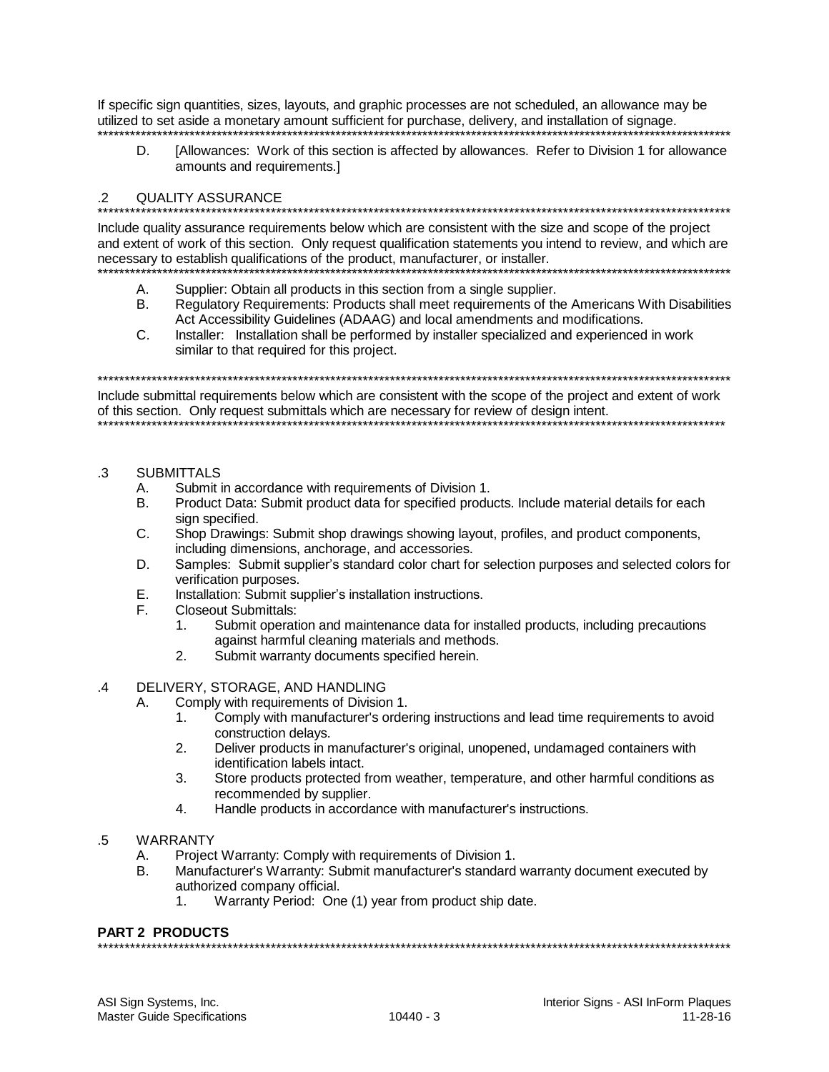If specific sign quantities, sizes, layouts, and graphic processes are not scheduled, an allowance may be utilized to set aside a monetary amount sufficient for purchase, delivery, and installation of signage.
**********************************************************************************************************************

D. [Allowances: Work of this section is affected by allowances. Refer to Division 1 for allowance amounts and requirements.]

## .2 QUALITY ASSURANCE

**********************************************************************************************************************
Include quality assurance requirements below which are consistent with the size and scope of the project and extent of work of this section. Only request qualification statements you intend to review, and which are necessary to establish qualifications of the product, manufacturer, or installer.
**********************************************************************************************************************

A. Supplier: Obtain all products in this section from a single supplier.

B. Regulatory Requirements: Products shall meet requirements of the Americans With Disabilities Act Accessibility Guidelines (ADAAG) and local amendments and modifications.

C. Installer: Installation shall be performed by installer specialized and experienced in work similar to that required for this project.

**********************************************************************************************************************
Include submittal requirements below which are consistent with the scope of the project and extent of work of this section. Only request submittals which are necessary for review of design intent.
**********************************************************************************************************************

## .3 SUBMITTALS

A. Submit in accordance with requirements of Division 1.

B. Product Data: Submit product data for specified products. Include material details for each sign specified.

C. Shop Drawings: Submit shop drawings showing layout, profiles, and product components, including dimensions, anchorage, and accessories.

D. Samples: Submit supplier's standard color chart for selection purposes and selected colors for verification purposes.

E. Installation: Submit supplier's installation instructions.

F. Closeout Submittals:

1. Submit operation and maintenance data for installed products, including precautions against harmful cleaning materials and methods.
2. Submit warranty documents specified herein.

## .4 DELIVERY, STORAGE, AND HANDLING

A. Comply with requirements of Division 1.

1. Comply with manufacturer's ordering instructions and lead time requirements to avoid construction delays.
2. Deliver products in manufacturer's original, unopened, undamaged containers with identification labels intact.
3. Store products protected from weather, temperature, and other harmful conditions as recommended by supplier.
4. Handle products in accordance with manufacturer's instructions.

## .5 WARRANTY

A. Project Warranty: Comply with requirements of Division 1.

B. Manufacturer's Warranty: Submit manufacturer's standard warranty document executed by authorized company official.

1. Warranty Period: One (1) year from product ship date.

# PART 2 PRODUCTS

**********************************************************************************************************************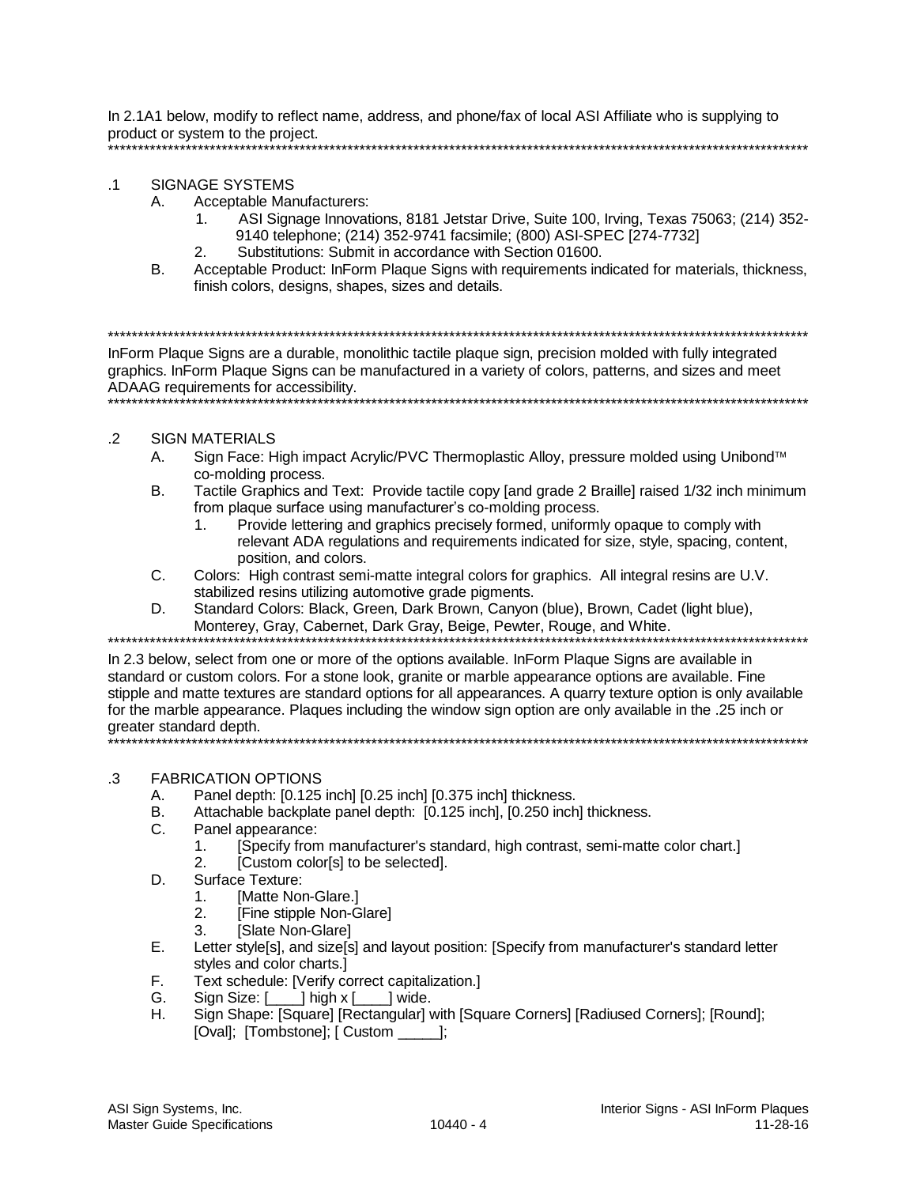In 2.1A1 below, modify to reflect name, address, and phone/fax of local ASI Affiliate who is supplying to product or system to the project.
**********************************************************************************************************************

.1 SIGNAGE SYSTEMS

A. Acceptable Manufacturers:
   1. ASI Signage Innovations, 8181 Jetstar Drive, Suite 100, Irving, Texas 75063; (214) 352-9140 telephone; (214) 352-9741 facsimile; (800) ASI-SPEC [274-7732]
   2. Substitutions: Submit in accordance with Section 01600.

B. Acceptable Product: InForm Plaque Signs with requirements indicated for materials, thickness, finish colors, designs, shapes, sizes and details.

**********************************************************************************************************************
InForm Plaque Signs are a durable, monolithic tactile plaque sign, precision molded with fully integrated graphics. InForm Plaque Signs can be manufactured in a variety of colors, patterns, and sizes and meet ADAAG requirements for accessibility.
**********************************************************************************************************************

.2 SIGN MATERIALS

A. Sign Face: High impact Acrylic/PVC Thermoplastic Alloy, pressure molded using Unibond™ co-molding process.

B. Tactile Graphics and Text: Provide tactile copy [and grade 2 Braille] raised 1/32 inch minimum from plaque surface using manufacturer's co-molding process.
   1. Provide lettering and graphics precisely formed, uniformly opaque to comply with relevant ADA regulations and requirements indicated for size, style, spacing, content, position, and colors.

C. Colors: High contrast semi-matte integral colors for graphics. All integral resins are U.V. stabilized resins utilizing automotive grade pigments.

D. Standard Colors: Black, Green, Dark Brown, Canyon (blue), Brown, Cadet (light blue), Monterey, Gray, Cabernet, Dark Gray, Beige, Pewter, Rouge, and White.

**********************************************************************************************************************
In 2.3 below, select from one or more of the options available. InForm Plaque Signs are available in standard or custom colors. For a stone look, granite or marble appearance options are available. Fine stipple and matte textures are standard options for all appearances. A quarry texture option is only available for the marble appearance. Plaques including the window sign option are only available in the .25 inch or greater standard depth.
**********************************************************************************************************************

.3 FABRICATION OPTIONS

A. Panel depth: [0.125 inch] [0.25 inch] [0.375 inch] thickness.

B. Attachable backplate panel depth: [0.125 inch], [0.250 inch] thickness.

C. Panel appearance:
   1. [Specify from manufacturer's standard, high contrast, semi-matte color chart.]
   2. [Custom color[s] to be selected].

D. Surface Texture:
   1. [Matte Non-Glare.]
   2. [Fine stipple Non-Glare]
   3. [Slate Non-Glare]

E. Letter style[s], and size[s] and layout position: [Specify from manufacturer's standard letter styles and color charts.]

F. Text schedule: [Verify correct capitalization.]

G. Sign Size: [____] high x [____] wide.

H. Sign Shape: [Square] [Rectangular] with [Square Corners] [Radiused Corners]; [Round]; [Oval]; [Tombstone]; [ Custom _____];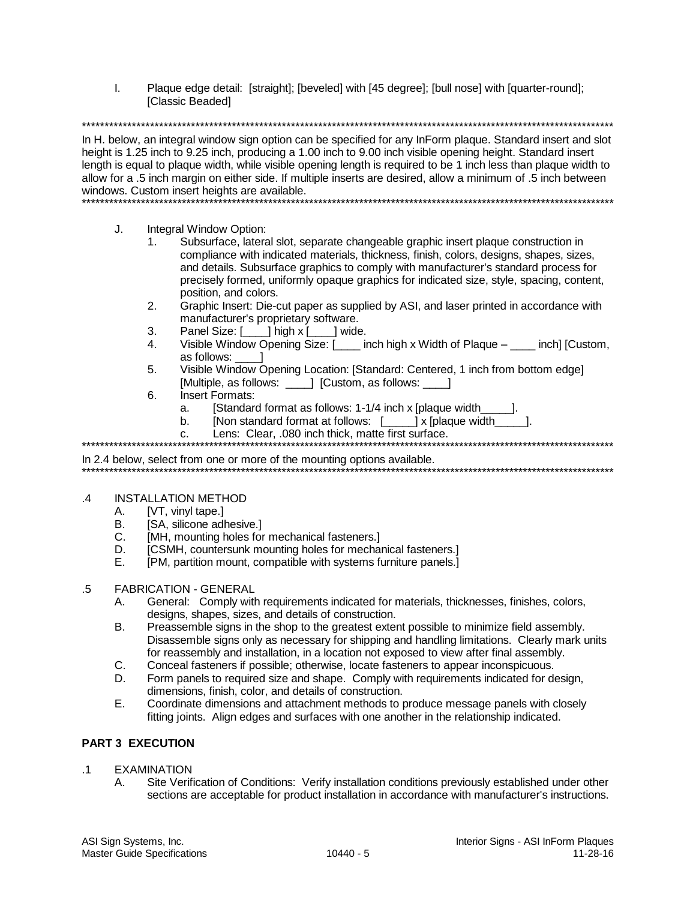I. Plaque edge detail: [straight]; [beveled] with [45 degree]; [bull nose] with [quarter-round]; [Classic Beaded]

**************************************************************************************************************************
In H. below, an integral window sign option can be specified for any InForm plaque. Standard insert and slot height is 1.25 inch to 9.25 inch, producing a 1.00 inch to 9.00 inch visible opening height. Standard insert length is equal to plaque width, while visible opening length is required to be 1 inch less than plaque width to allow for a .5 inch margin on either side. If multiple inserts are desired, allow a minimum of .5 inch between windows. Custom insert heights are available.
**************************************************************************************************************************

J. Integral Window Option:
   1. Subsurface, lateral slot, separate changeable graphic insert plaque construction in compliance with indicated materials, thickness, finish, colors, designs, shapes, sizes, and details. Subsurface graphics to comply with manufacturer's standard process for precisely formed, uniformly opaque graphics for indicated size, style, spacing, content, position, and colors.
   2. Graphic Insert: Die-cut paper as supplied by ASI, and laser printed in accordance with manufacturer's proprietary software.
   3. Panel Size: [____] high x [____] wide.
   4. Visible Window Opening Size: [____ inch high x Width of Plaque – ____ inch] [Custom, as follows: ____]
   5. Visible Window Opening Location: [Standard: Centered, 1 inch from bottom edge] [Multiple, as follows: ____] [Custom, as follows: ____]
   6. Insert Formats:
      a. [Standard format as follows: 1-1/4 inch x [plaque width_____].
      b. [Non standard format at follows: [_____] x [plaque width_____].
      c. Lens: Clear, .080 inch thick, matte first surface.

**************************************************************************************************************************
In 2.4 below, select from one or more of the mounting options available.
**************************************************************************************************************************

## .4 INSTALLATION METHOD

A. [VT, vinyl tape.]
B. [SA, silicone adhesive.]
C. [MH, mounting holes for mechanical fasteners.]
D. [CSMH, countersunk mounting holes for mechanical fasteners.]
E. [PM, partition mount, compatible with systems furniture panels.]

## .5 FABRICATION - GENERAL

A. General: Comply with requirements indicated for materials, thicknesses, finishes, colors, designs, shapes, sizes, and details of construction.
B. Preassemble signs in the shop to the greatest extent possible to minimize field assembly. Disassemble signs only as necessary for shipping and handling limitations. Clearly mark units for reassembly and installation, in a location not exposed to view after final assembly.
C. Conceal fasteners if possible; otherwise, locate fasteners to appear inconspicuous.
D. Form panels to required size and shape. Comply with requirements indicated for design, dimensions, finish, color, and details of construction.
E. Coordinate dimensions and attachment methods to produce message panels with closely fitting joints. Align edges and surfaces with one another in the relationship indicated.

# PART 3 EXECUTION

## .1 EXAMINATION

A. Site Verification of Conditions: Verify installation conditions previously established under other sections are acceptable for product installation in accordance with manufacturer's instructions.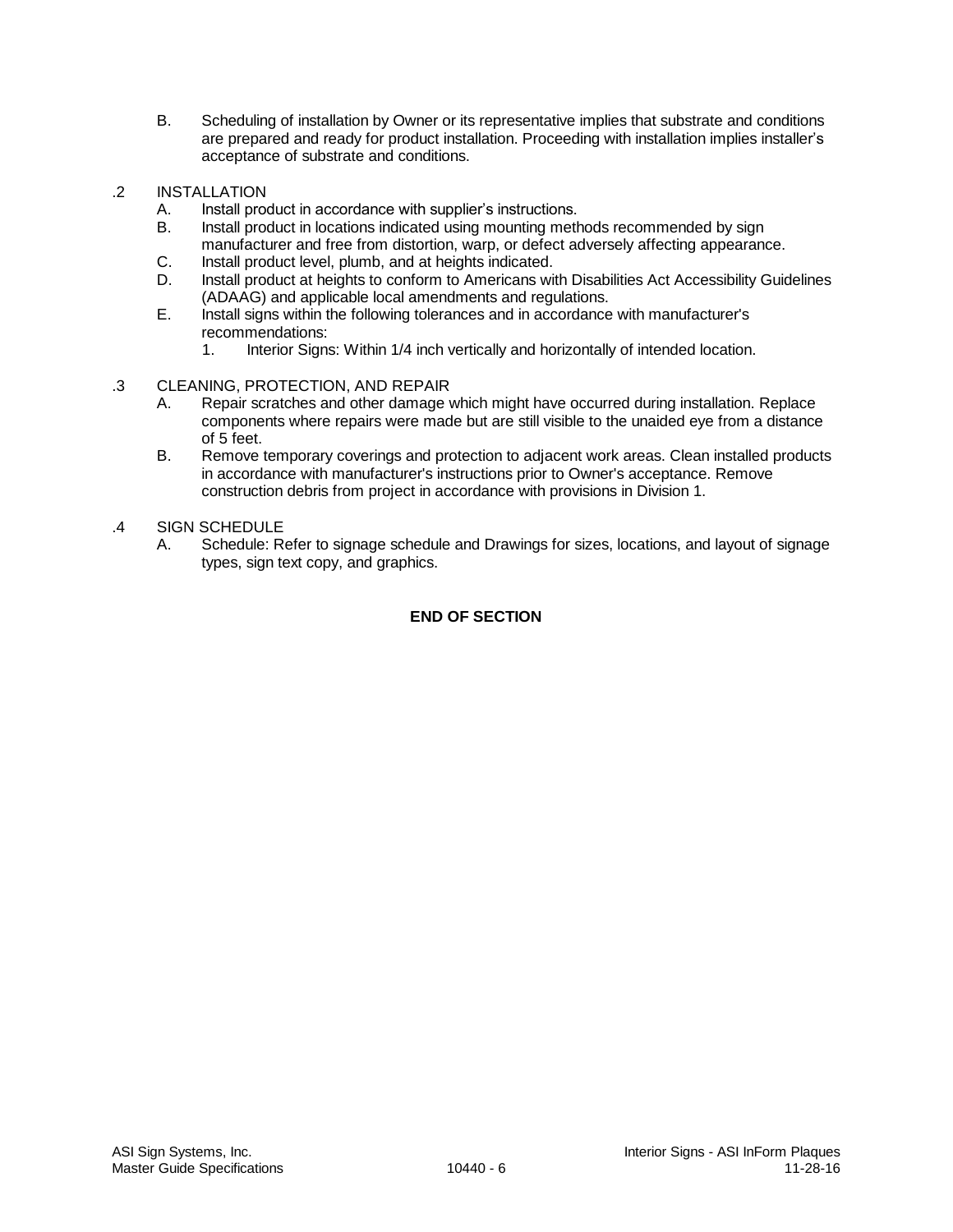B. Scheduling of installation by Owner or its representative implies that substrate and conditions are prepared and ready for product installation. Proceeding with installation implies installer's acceptance of substrate and conditions.

.2 INSTALLATION

A. Install product in accordance with supplier's instructions.

B. Install product in locations indicated using mounting methods recommended by sign manufacturer and free from distortion, warp, or defect adversely affecting appearance.

C. Install product level, plumb, and at heights indicated.

D. Install product at heights to conform to Americans with Disabilities Act Accessibility Guidelines (ADAAG) and applicable local amendments and regulations.

E. Install signs within the following tolerances and in accordance with manufacturer's recommendations:

1. Interior Signs: Within 1/4 inch vertically and horizontally of intended location.

.3 CLEANING, PROTECTION, AND REPAIR

A. Repair scratches and other damage which might have occurred during installation. Replace components where repairs were made but are still visible to the unaided eye from a distance of 5 feet.

B. Remove temporary coverings and protection to adjacent work areas. Clean installed products in accordance with manufacturer's instructions prior to Owner's acceptance. Remove construction debris from project in accordance with provisions in Division 1.

.4 SIGN SCHEDULE

A. Schedule: Refer to signage schedule and Drawings for sizes, locations, and layout of signage types, sign text copy, and graphics.

**END OF SECTION**